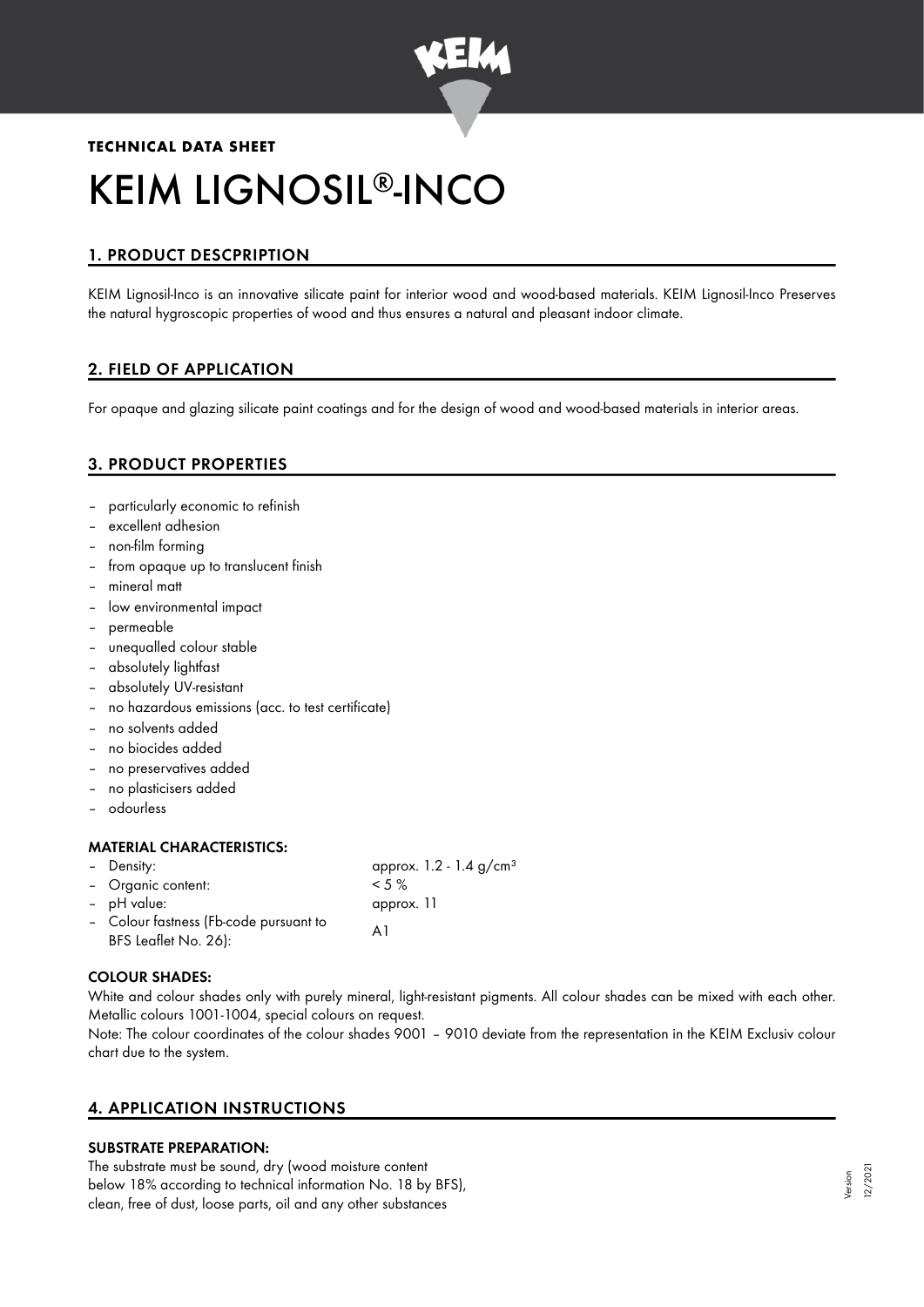**TECHNICAL DATA SHEET**

# KEIM LIGNOSIL®-INCO

## 1. PRODUCT DESCPRIPTION

KEIM Lignosil-Inco is an innovative silicate paint for interior wood and wood-based materials. KEIM Lignosil-Inco Preserves the natural hygroscopic properties of wood and thus ensures a natural and pleasant indoor climate.

## 2. FIELD OF APPLICATION

For opaque and glazing silicate paint coatings and for the design of wood and wood-based materials in interior areas.

## 3. PRODUCT PROPERTIES

- particularly economic to refinish
- excellent adhesion
- non-film forming
- from opaque up to translucent finish
- mineral matt
- low environmental impact
- permeable
- unequalled colour stable
- absolutely lightfast
- absolutely UV-resistant
- no hazardous emissions (acc. to test certificate)
- no solvents added
- no biocides added
- no preservatives added
- no plasticisers added
- odourless

### MATERIAL CHARACTERISTICS:

| | |
|---|---|
| – Density: | approx. 1.2 - 1.4 g/cm³ |
| – Organic content: | < 5 % |
| – pH value: | approx. 11 |
| – Colour fastness (Fb-code pursuant to BFS Leaflet No. 26): | A1 |

### COLOUR SHADES:

White and colour shades only with purely mineral, light-resistant pigments. All colour shades can be mixed with each other. Metallic colours 1001-1004, special colours on request.

Note: The colour coordinates of the colour shades 9001 – 9010 deviate from the representation in the KEIM Exclusiv colour chart due to the system.

## 4. APPLICATION INSTRUCTIONS

### SUBSTRATE PREPARATION:

The substrate must be sound, dry (wood moisture content below 18% according to technical information No. 18 by BFS), clean, free of dust, loose parts, oil and any other substances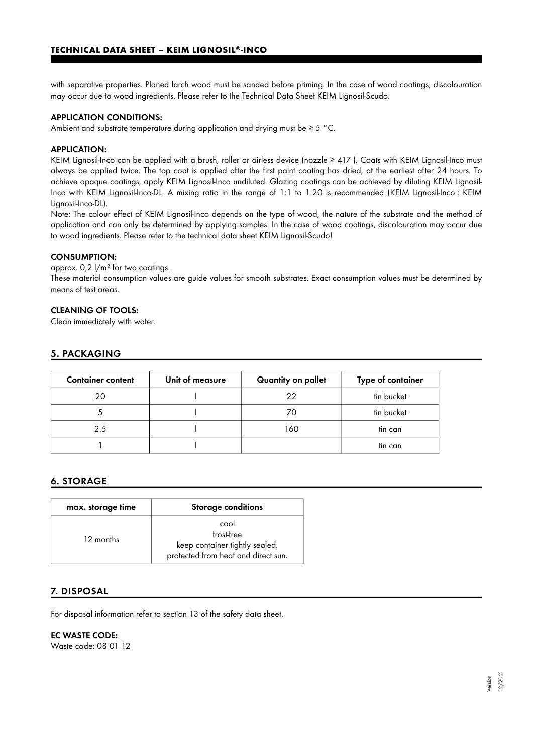with separative properties. Planed larch wood must be sanded before priming. In the case of wood coatings, discolouration may occur due to wood ingredients. Please refer to the Technical Data Sheet KEIM Lignosil-Scudo.

**APPLICATION CONDITIONS:**
Ambient and substrate temperature during application and drying must be ≥ 5 °C.

**APPLICATION:**
KEIM Lignosil-Inco can be applied with a brush, roller or airless device (nozzle ≥ 417 ). Coats with KEIM Lignosil-Inco must always be applied twice. The top coat is applied after the first paint coating has dried, at the earliest after 24 hours. To achieve opaque coatings, apply KEIM Lignosil-Inco undiluted. Glazing coatings can be achieved by diluting KEIM Lignosil-Inco with KEIM Lignosil-Inco-DL. A mixing ratio in the range of 1:1 to 1:20 is recommended (KEIM Lignosil-Inco : KEIM Lignosil-Inco-DL).
Note: The colour effect of KEIM Lignosil-Inco depends on the type of wood, the nature of the substrate and the method of application and can only be determined by applying samples. In the case of wood coatings, discolouration may occur due to wood ingredients. Please refer to the technical data sheet KEIM Lignosil-Scudo!

**CONSUMPTION:**
approx. 0,2 l/m² for two coatings.
These material consumption values are guide values for smooth substrates. Exact consumption values must be determined by means of test areas.

**CLEANING OF TOOLS:**
Clean immediately with water.

## 5. PACKAGING

| Container content | Unit of measure | Quantity on pallet | Type of container |
|---|---|---|---|
| 20 | l | 22 | tin bucket |
| 5 | l | 70 | tin bucket |
| 2.5 | l | 160 | tin can |
| 1 | l | | tin can |

## 6. STORAGE

| max. storage time | Storage conditions |
|---|---|
| 12 months | cool<br>frost-free<br>keep container tightly sealed.<br>protected from heat and direct sun. |

## 7. DISPOSAL

For disposal information refer to section 13 of the safety data sheet.

**EC WASTE CODE:**
Waste code: 08 01 12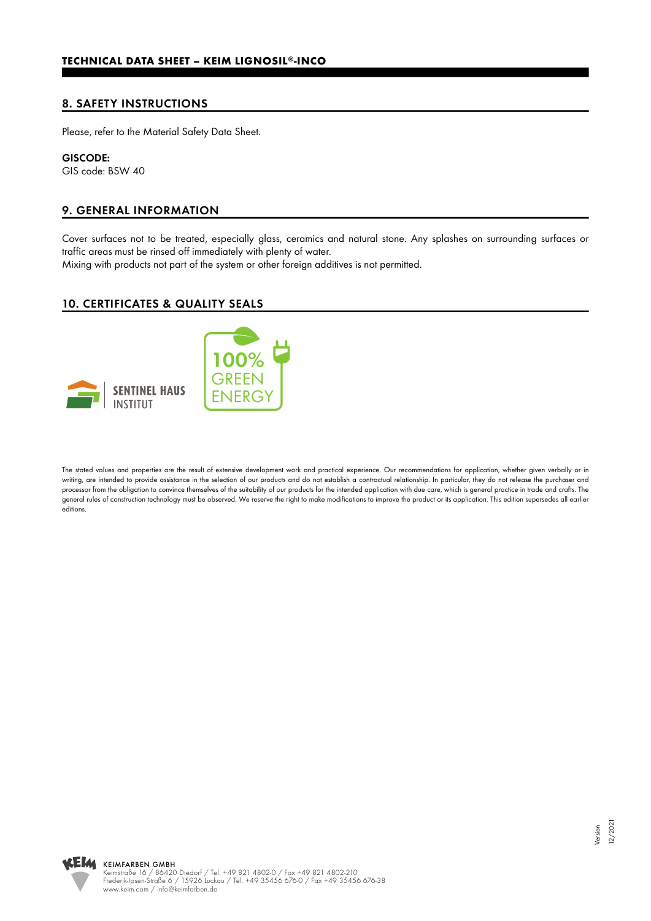## 8. SAFETY INSTRUCTIONS

Please, refer to the Material Safety Data Sheet.

**GISCODE:**
GIS code: BSW 40

## 9. GENERAL INFORMATION

Cover surfaces not to be treated, especially glass, ceramics and natural stone. Any splashes on surrounding surfaces or traffic areas must be rinsed off immediately with plenty of water.
Mixing with products not part of the system or other foreign additives is not permitted.

## 10. CERTIFICATES & QUALITY SEALS

SENTINEL HAUS INSTITUT

100% GREEN ENERGY

The stated values and properties are the result of extensive development work and practical experience. Our recommendations for application, whether given verbally or in writing, are intended to provide assistance in the selection of our products and do not establish a contractual relationship. In particular, they do not release the purchaser and processor from the obligation to convince themselves of the suitability of our products for the intended application with due care, which is general practice in trade and crafts. The general rules of construction technology must be observed. We reserve the right to make modifications to improve the product or its application. This edition supersedes all earlier editions.

KEIMFARBEN GMBH
Keimstraße 16 / 86420 Diedorf / Tel. +49 821 4802-0 / Fax +49 821 4802-210
Frederik-Ipsen-Straße 6 / 15926 Luckau / Tel. +49 35456 676-0 / Fax +49 35456 676-38
www.keim.com / info@keimfarben.de

Version 12/2021